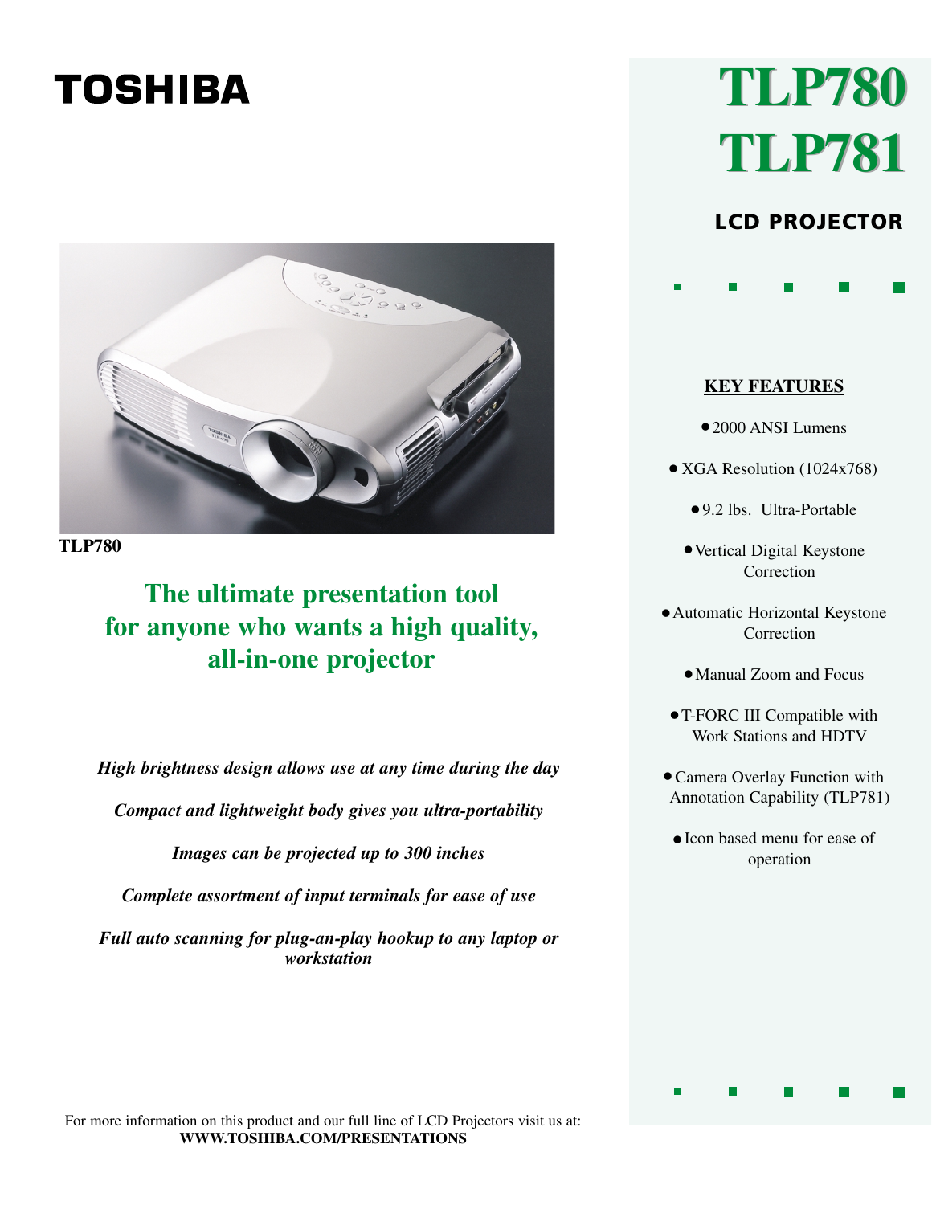TOSHIBA

# TLP780
# TLP781

## LCD PROJECTOR

TLP780

## The ultimate presentation tool for anyone who wants a high quality, all-in-one projector

*High brightness design allows use at any time during the day*

*Compact and lightweight body gives you ultra-portability*

*Images can be projected up to 300 inches*

*Complete assortment of input terminals for ease of use*

*Full auto scanning for plug-an-play hookup to any laptop or workstation*

### KEY FEATURES

- 2000 ANSI Lumens
- XGA Resolution (1024x768)
- 9.2 lbs. Ultra-Portable
- Vertical Digital Keystone Correction
- Automatic Horizontal Keystone Correction
- Manual Zoom and Focus
- T-FORC III Compatible with Work Stations and HDTV
- Camera Overlay Function with Annotation Capability (TLP781)
- Icon based menu for ease of operation

For more information on this product and our full line of LCD Projectors visit us at:
**WWW.TOSHIBA.COM/PRESENTATIONS**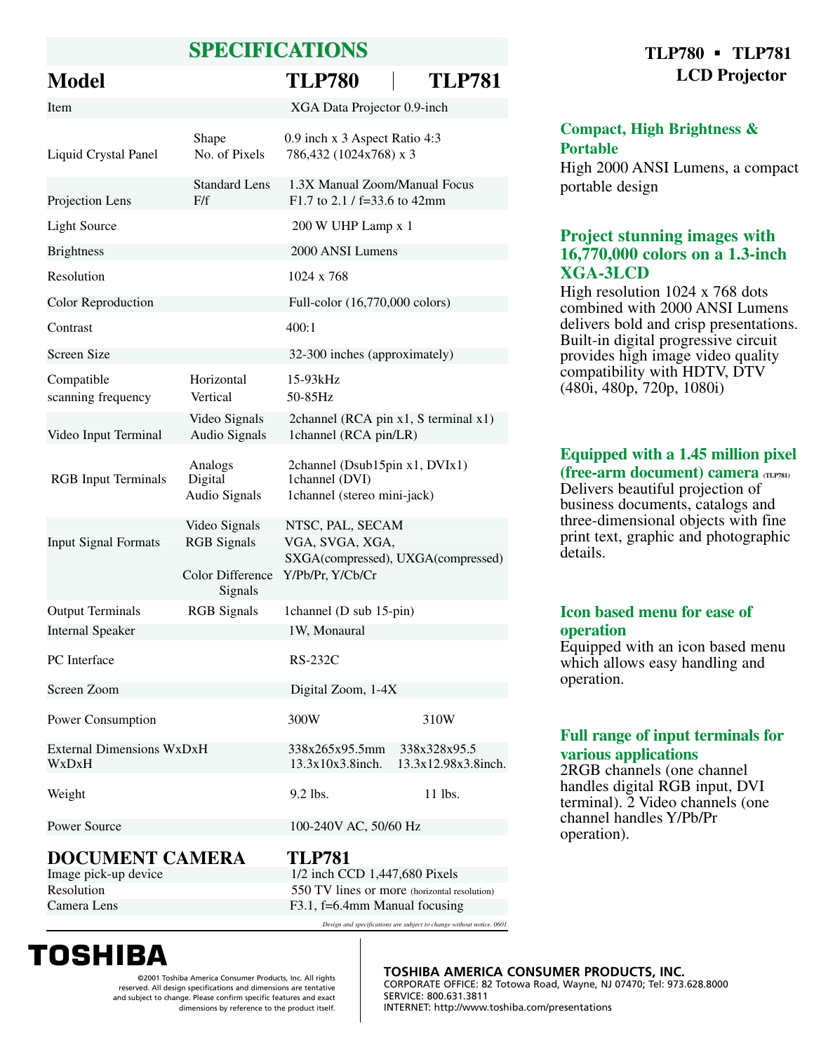## SPECIFICATIONS

| Model | | TLP780 | TLP781 |
|---|---|---|---|
| Item | | XGA Data Projector 0.9-inch | |
| Liquid Crystal Panel | Shape<br>No. of Pixels | 0.9 inch x 3 Aspect Ratio 4:3<br>786,432 (1024x768) x 3 | |
| Projection Lens | Standard Lens<br>F/f | 1.3X Manual Zoom/Manual Focus<br>F1.7 to 2.1 / f=33.6 to 42mm | |
| Light Source | | 200 W UHP Lamp x 1 | |
| Brightness | | 2000 ANSI Lumens | |
| Resolution | | 1024 x 768 | |
| Color Reproduction | | Full-color (16,770,000 colors) | |
| Contrast | | 400:1 | |
| Screen Size | | 32-300 inches (approximately) | |
| Compatible scanning frequency | Horizontal<br>Vertical | 15-93kHz<br>50-85Hz | |
| Video Input Terminal | Video Signals<br>Audio Signals | 2channel (RCA pin x1, S terminal x1)<br>1channel (RCA pin/LR) | |
| RGB Input Terminals | Analogs<br>Digital<br>Audio Signals | 2channel (Dsub15pin x1, DVIx1)<br>1channel (DVI)<br>1channel (stereo mini-jack) | |
| Input Signal Formats | Video Signals<br>RGB Signals<br>Color Difference Signals | NTSC, PAL, SECAM<br>VGA, SVGA, XGA, SXGA(compressed), UXGA(compressed)<br>Y/Pb/Pr, Y/Cb/Cr | |
| Output Terminals | RGB Signals | 1channel (D sub 15-pin) | |
| Internal Speaker | | 1W, Monaural | |
| PC Interface | | RS-232C | |
| Screen Zoom | | Digital Zoom, 1-4X | |
| Power Consumption | | 300W | 310W |
| External Dimensions WxDxH<br>WxDxH | | 338x265x95.5mm<br>13.3x10x3.8inch. | 338x328x95.5<br>13.3x12.98x3.8inch. |
| Weight | | 9.2 lbs. | 11 lbs. |
| Power Source | | 100-240V AC, 50/60 Hz | |

| DOCUMENT CAMERA | TLP781 |
|---|---|
| Image pick-up device | 1/2 inch CCD 1,447,680 Pixels |
| Resolution | 550 TV lines or more (horizontal resolution) |
| Camera Lens | F3.1, f=6.4mm Manual focusing |

*Design and specifications are subject to change without notice. 0601*

# TLP780 ▪ TLP781 LCD Projector

### Compact, High Brightness & Portable

High 2000 ANSI Lumens, a compact portable design

### Project stunning images with 16,770,000 colors on a 1.3-inch XGA-3LCD

High resolution 1024 x 768 dots combined with 2000 ANSI Lumens delivers bold and crisp presentations. Built-in digital progressive circuit provides high image video quality compatibility with HDTV, DTV (480i, 480p, 720p, 1080i)

### Equipped with a 1.45 million pixel (free-arm document) camera (TLP781)

Delivers beautiful projection of business documents, catalogs and three-dimensional objects with fine print text, graphic and photographic details.

### Icon based menu for ease of operation

Equipped with an icon based menu which allows easy handling and operation.

### Full range of input terminals for various applications

2RGB channels (one channel handles digital RGB input, DVI terminal). 2 Video channels (one channel handles Y/Pb/Pr operation).

**TOSHIBA**

©2001 Toshiba America Consumer Products, Inc. All rights reserved. All design specifications and dimensions are tentative and subject to change. Please confirm specific features and exact dimensions by reference to the product itself.

**TOSHIBA AMERICA CONSUMER PRODUCTS, INC.**
CORPORATE OFFICE: 82 Totowa Road, Wayne, NJ 07470; Tel: 973.628.8000
SERVICE: 800.631.3811
INTERNET: http://www.toshiba.com/presentations